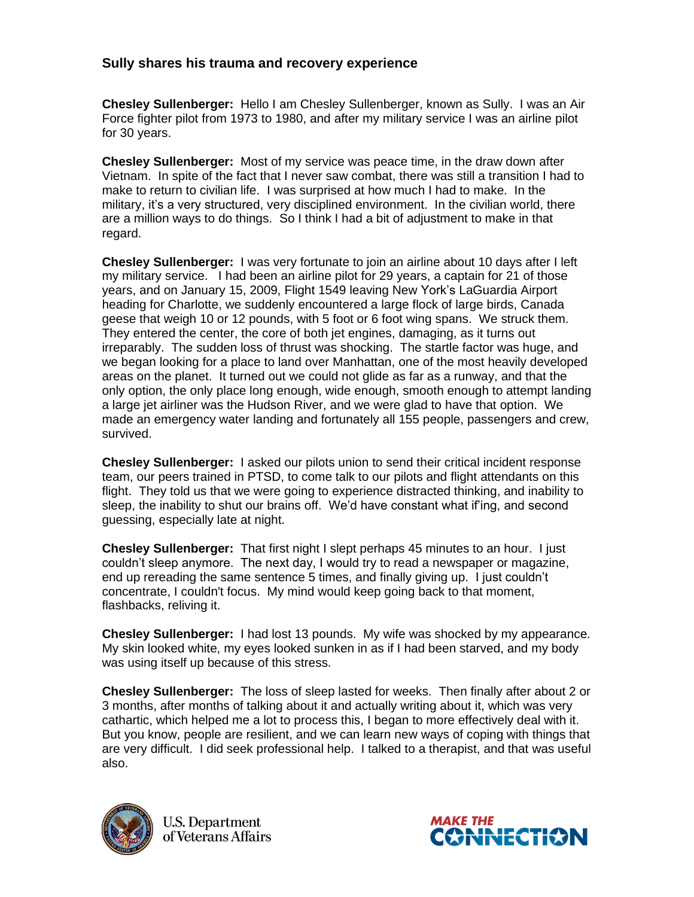## Sully shares his trauma and recovery experience

**Chesley Sullenberger:** Hello I am Chesley Sullenberger, known as Sully. I was an Air Force fighter pilot from 1973 to 1980, and after my military service I was an airline pilot for 30 years.

**Chesley Sullenberger:** Most of my service was peace time, in the draw down after Vietnam. In spite of the fact that I never saw combat, there was still a transition I had to make to return to civilian life. I was surprised at how much I had to make. In the military, it's a very structured, very disciplined environment. In the civilian world, there are a million ways to do things. So I think I had a bit of adjustment to make in that regard.

**Chesley Sullenberger:** I was very fortunate to join an airline about 10 days after I left my military service. I had been an airline pilot for 29 years, a captain for 21 of those years, and on January 15, 2009, Flight 1549 leaving New York's LaGuardia Airport heading for Charlotte, we suddenly encountered a large flock of large birds, Canada geese that weigh 10 or 12 pounds, with 5 foot or 6 foot wing spans. We struck them. They entered the center, the core of both jet engines, damaging, as it turns out irreparably. The sudden loss of thrust was shocking. The startle factor was huge, and we began looking for a place to land over Manhattan, one of the most heavily developed areas on the planet. It turned out we could not glide as far as a runway, and that the only option, the only place long enough, wide enough, smooth enough to attempt landing a large jet airliner was the Hudson River, and we were glad to have that option. We made an emergency water landing and fortunately all 155 people, passengers and crew, survived.

**Chesley Sullenberger:** I asked our pilots union to send their critical incident response team, our peers trained in PTSD, to come talk to our pilots and flight attendants on this flight. They told us that we were going to experience distracted thinking, and inability to sleep, the inability to shut our brains off. We'd have constant what if'ing, and second guessing, especially late at night.

**Chesley Sullenberger:** That first night I slept perhaps 45 minutes to an hour. I just couldn't sleep anymore. The next day, I would try to read a newspaper or magazine, end up rereading the same sentence 5 times, and finally giving up. I just couldn't concentrate, I couldn't focus. My mind would keep going back to that moment, flashbacks, reliving it.

**Chesley Sullenberger:** I had lost 13 pounds. My wife was shocked by my appearance. My skin looked white, my eyes looked sunken in as if I had been starved, and my body was using itself up because of this stress.

**Chesley Sullenberger:** The loss of sleep lasted for weeks. Then finally after about 2 or 3 months, after months of talking about it and actually writing about it, which was very cathartic, which helped me a lot to process this, I began to more effectively deal with it. But you know, people are resilient, and we can learn new ways of coping with things that are very difficult. I did seek professional help. I talked to a therapist, and that was useful also.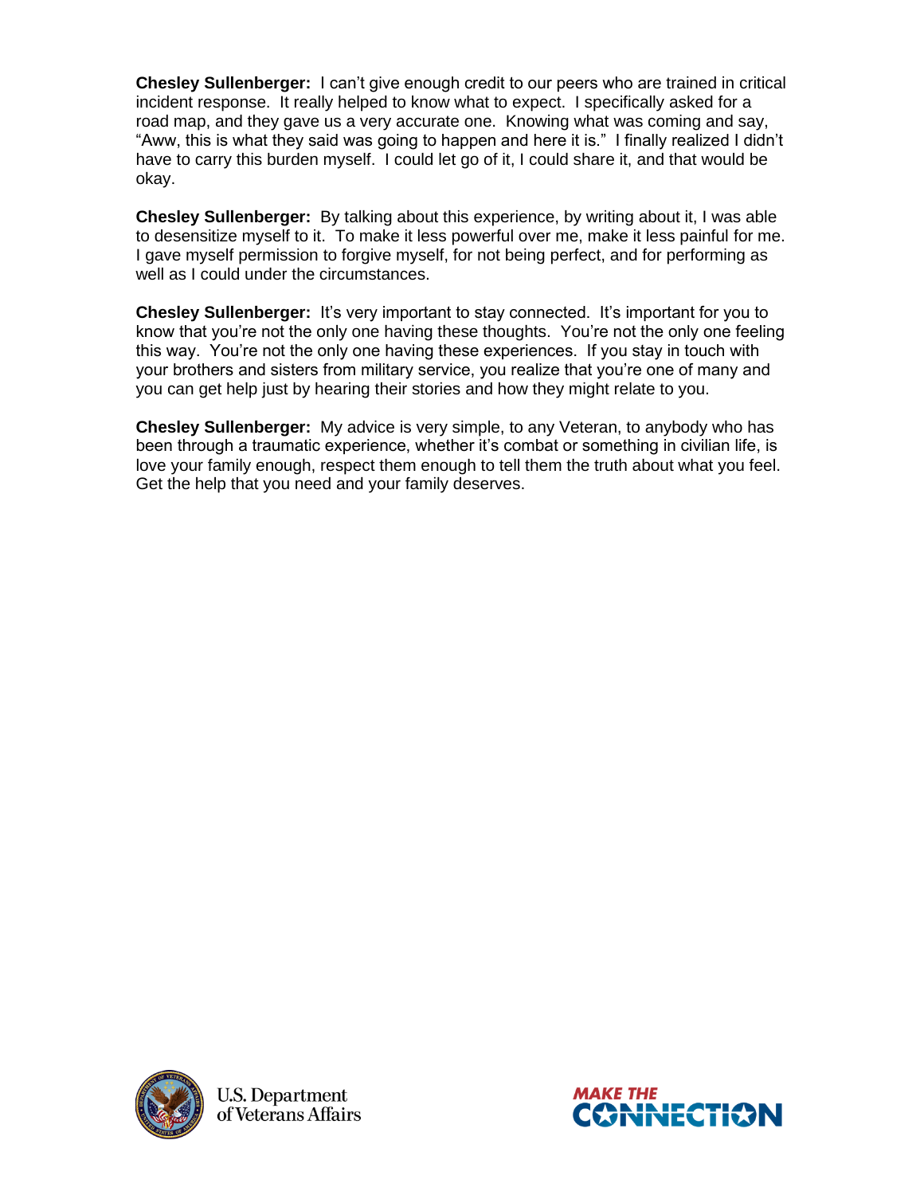**Chesley Sullenberger:** I can't give enough credit to our peers who are trained in critical incident response. It really helped to know what to expect. I specifically asked for a road map, and they gave us a very accurate one. Knowing what was coming and say, "Aww, this is what they said was going to happen and here it is." I finally realized I didn't have to carry this burden myself. I could let go of it, I could share it, and that would be okay.

**Chesley Sullenberger:** By talking about this experience, by writing about it, I was able to desensitize myself to it. To make it less powerful over me, make it less painful for me. I gave myself permission to forgive myself, for not being perfect, and for performing as well as I could under the circumstances.

**Chesley Sullenberger:** It's very important to stay connected. It's important for you to know that you're not the only one having these thoughts. You're not the only one feeling this way. You're not the only one having these experiences. If you stay in touch with your brothers and sisters from military service, you realize that you're one of many and you can get help just by hearing their stories and how they might relate to you.

**Chesley Sullenberger:** My advice is very simple, to any Veteran, to anybody who has been through a traumatic experience, whether it's combat or something in civilian life, is love your family enough, respect them enough to tell them the truth about what you feel. Get the help that you need and your family deserves.